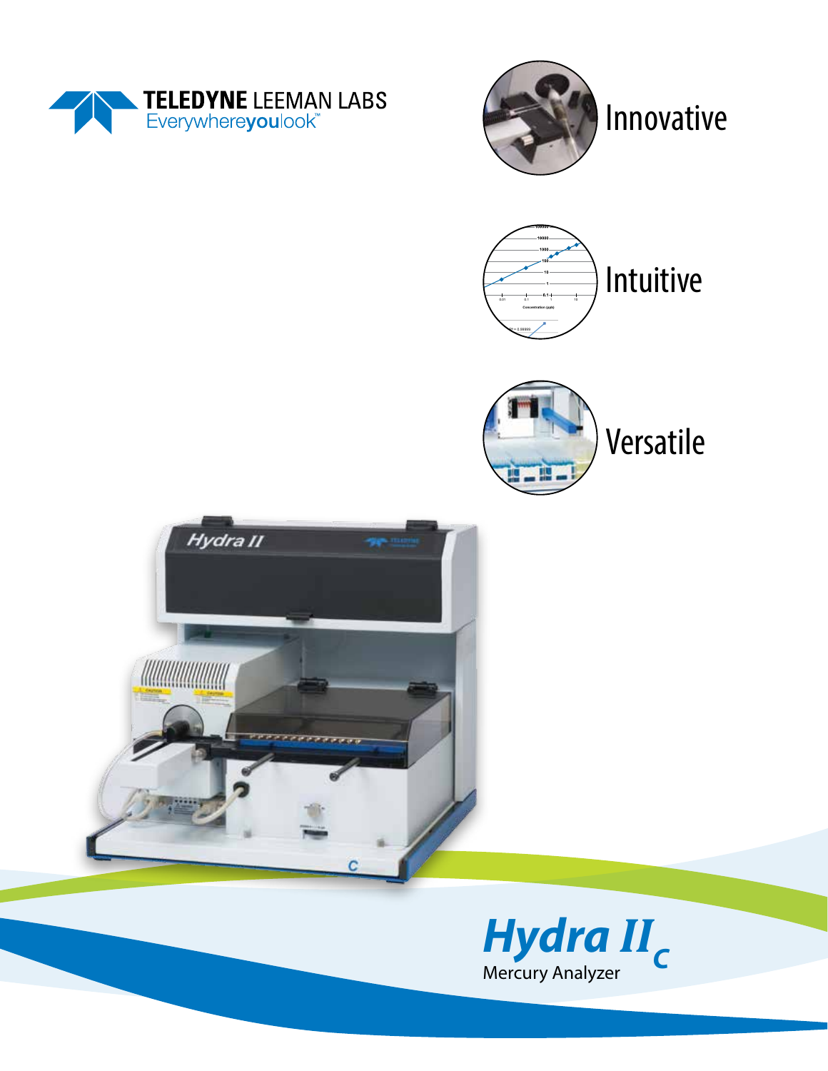TELEDYNE LEEMAN LABS
Everywhereyoulook™

Innovative

Intuitive

Versatile

# Hydra II$_C$

Mercury Analyzer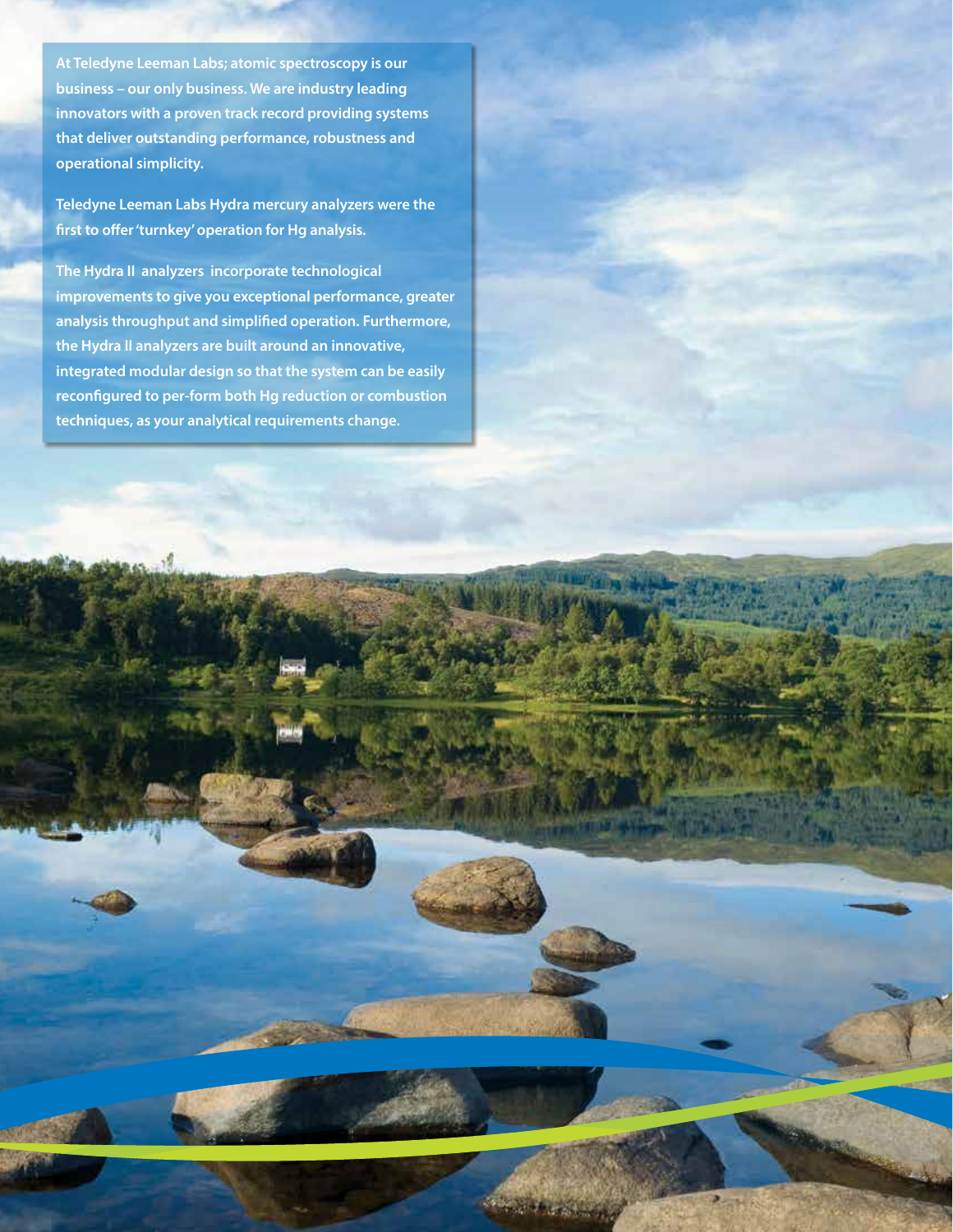At Teledyne Leeman Labs; atomic spectroscopy is our business – our only business. We are industry leading innovators with a proven track record providing systems that deliver outstanding performance, robustness and operational simplicity.

Teledyne Leeman Labs Hydra mercury analyzers were the first to offer 'turnkey' operation for Hg analysis.

The Hydra II analyzers incorporate technological improvements to give you exceptional performance, greater analysis throughput and simplified operation. Furthermore, the Hydra II analyzers are built around an innovative, integrated modular design so that the system can be easily reconfigured to per-form both Hg reduction or combustion techniques, as your analytical requirements change.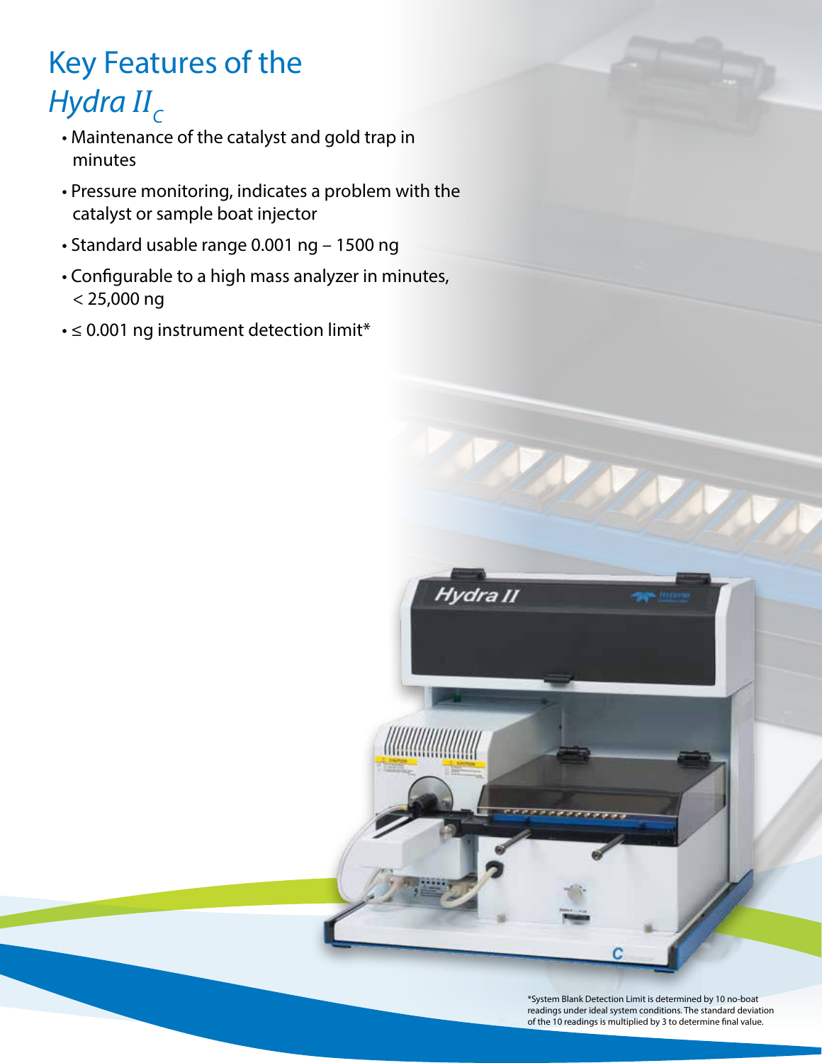# Key Features of the *Hydra II*$_C$

- Maintenance of the catalyst and gold trap in minutes
- Pressure monitoring, indicates a problem with the catalyst or sample boat injector
- Standard usable range 0.001 ng – 1500 ng
- Configurable to a high mass analyzer in minutes, < 25,000 ng
- ≤ 0.001 ng instrument detection limit*

*System Blank Detection Limit is determined by 10 no-boat readings under ideal system conditions. The standard deviation of the 10 readings is multiplied by 3 to determine final value.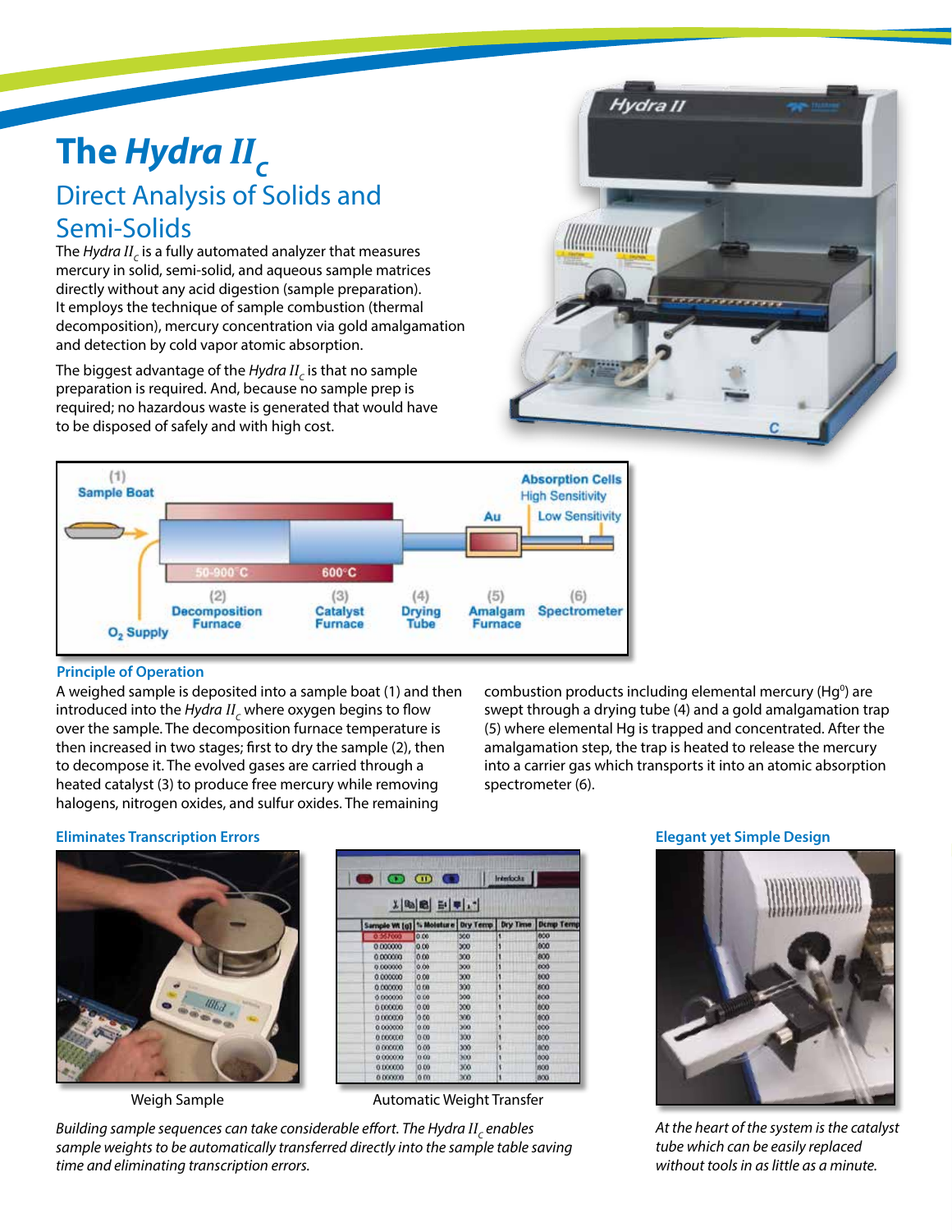# The *Hydra II$_C$*

## Direct Analysis of Solids and Semi-Solids

The *Hydra II$_C$* is a fully automated analyzer that measures mercury in solid, semi-solid, and aqueous sample matrices directly without any acid digestion (sample preparation). It employs the technique of sample combustion (thermal decomposition), mercury concentration via gold amalgamation and detection by cold vapor atomic absorption.

The biggest advantage of the *Hydra II$_C$* is that no sample preparation is required. And, because no sample prep is required; no hazardous waste is generated that would have to be disposed of safely and with high cost.

### Principle of Operation

A weighed sample is deposited into a sample boat (1) and then introduced into the *Hydra II$_C$* where oxygen begins to flow over the sample. The decomposition furnace temperature is then increased in two stages; first to dry the sample (2), then to decompose it. The evolved gases are carried through a heated catalyst (3) to produce free mercury while removing halogens, nitrogen oxides, and sulfur oxides. The remaining combustion products including elemental mercury ($Hg^0$) are swept through a drying tube (4) and a gold amalgamation trap (5) where elemental Hg is trapped and concentrated. After the amalgamation step, the trap is heated to release the mercury into a carrier gas which transports it into an atomic absorption spectrometer (6).

### Eliminates Transcription Errors

Weigh Sample

Automatic Weight Transfer

*Building sample sequences can take considerable effort. The Hydra II$_C$ enables sample weights to be automatically transferred directly into the sample table saving time and eliminating transcription errors.*

### Elegant yet Simple Design

*At the heart of the system is the catalyst tube which can be easily replaced without tools in as little as a minute.*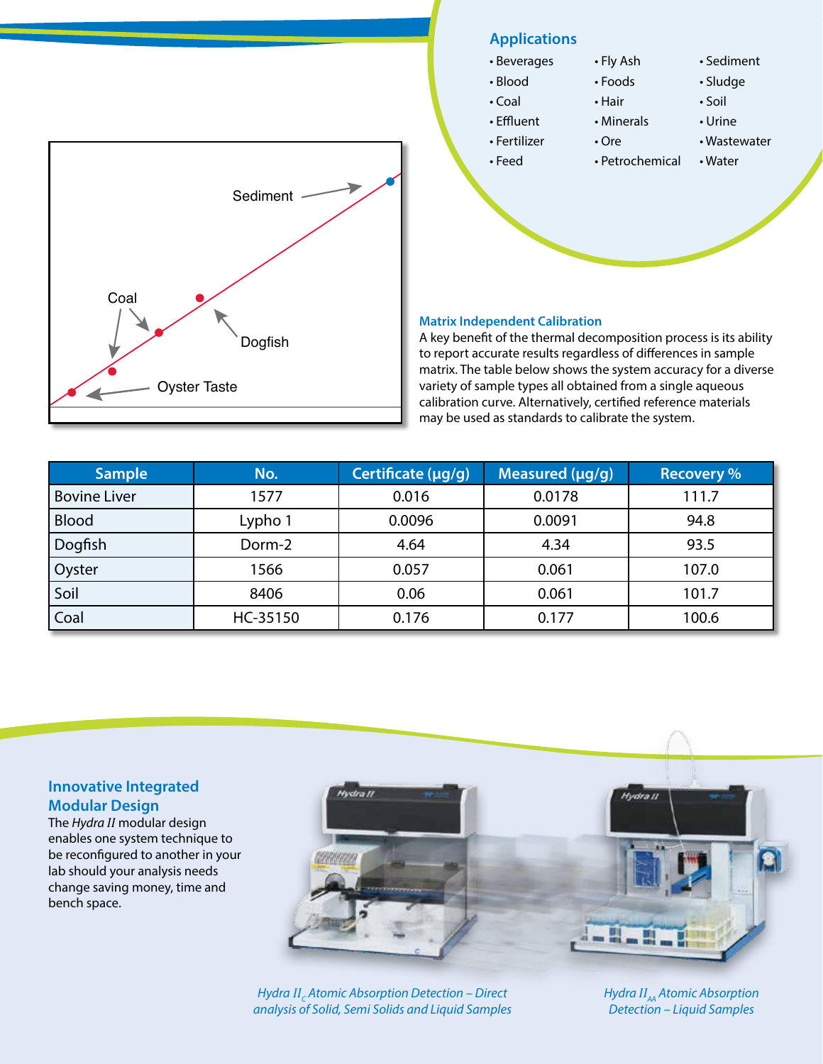## Applications

- Beverages
- Blood
- Coal
- Effluent
- Fertilizer
- Feed
- Fly Ash
- Foods
- Hair
- Minerals
- Ore
- Petrochemical
- Sediment
- Sludge
- Soil
- Urine
- Wastewater
- Water

Sediment

Coal

Dogfish

Oyster Taste

### Matrix Independent Calibration

A key benefit of the thermal decomposition process is its ability to report accurate results regardless of differences in sample matrix. The table below shows the system accuracy for a diverse variety of sample types all obtained from a single aqueous calibration curve. Alternatively, certified reference materials may be used as standards to calibrate the system.

| Sample | No. | Certificate (µg/g) | Measured (µg/g) | Recovery % |
|---|---|---|---|---|
| Bovine Liver | 1577 | 0.016 | 0.0178 | 111.7 |
| Blood | Lypho 1 | 0.0096 | 0.0091 | 94.8 |
| Dogfish | Dorm-2 | 4.64 | 4.34 | 93.5 |
| Oyster | 1566 | 0.057 | 0.061 | 107.0 |
| Soil | 8406 | 0.06 | 0.061 | 101.7 |
| Coal | HC-35150 | 0.176 | 0.177 | 100.6 |

### Innovative Integrated Modular Design

The *Hydra II* modular design enables one system technique to be reconfigured to another in your lab should your analysis needs change saving money, time and bench space.

*Hydra II$_C$ Atomic Absorption Detection – Direct analysis of Solid, Semi Solids and Liquid Samples*

*Hydra II$_{AA}$ Atomic Absorption Detection – Liquid Samples*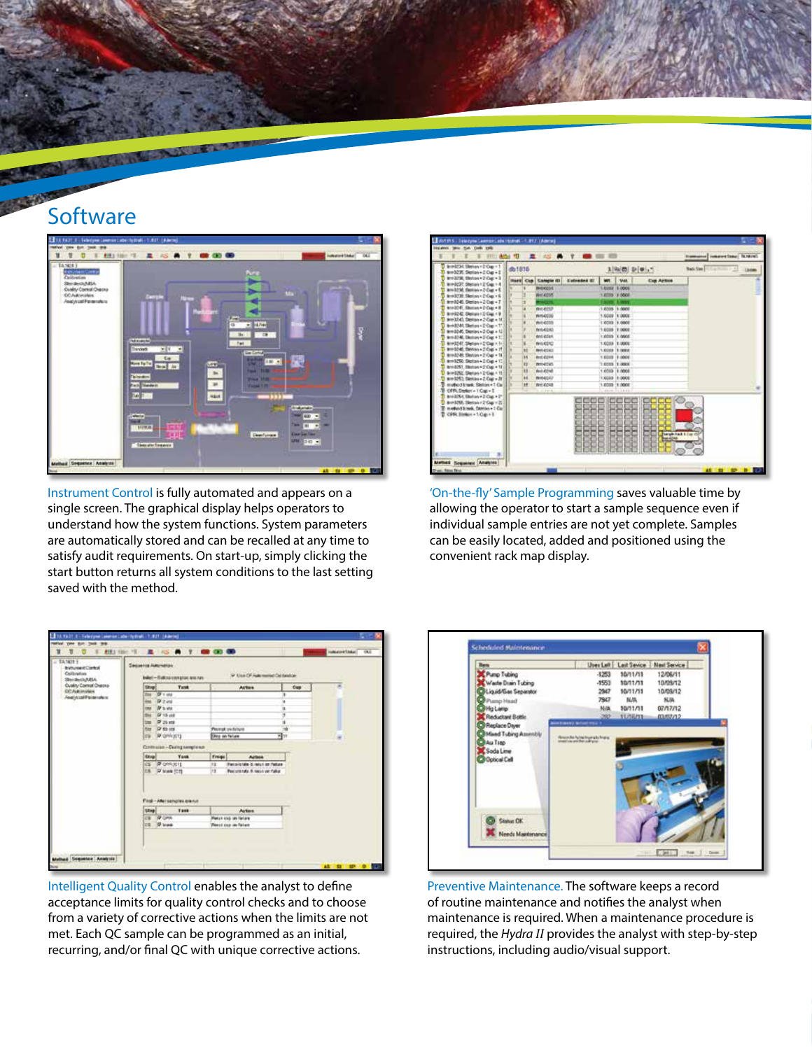# Software

Instrument Control is fully automated and appears on a single screen. The graphical display helps operators to understand how the system functions. System parameters are automatically stored and can be recalled at any time to satisfy audit requirements. On start-up, simply clicking the start button returns all system conditions to the last setting saved with the method.

'On-the-fly' Sample Programming saves valuable time by allowing the operator to start a sample sequence even if individual sample entries are not yet complete. Samples can be easily located, added and positioned using the convenient rack map display.

Intelligent Quality Control enables the analyst to define acceptance limits for quality control checks and to choose from a variety of corrective actions when the limits are not met. Each QC sample can be programmed as an initial, recurring, and/or final QC with unique corrective actions.

Preventive Maintenance. The software keeps a record of routine maintenance and notifies the analyst when maintenance is required. When a maintenance procedure is required, the *Hydra II* provides the analyst with step-by-step instructions, including audio/visual support.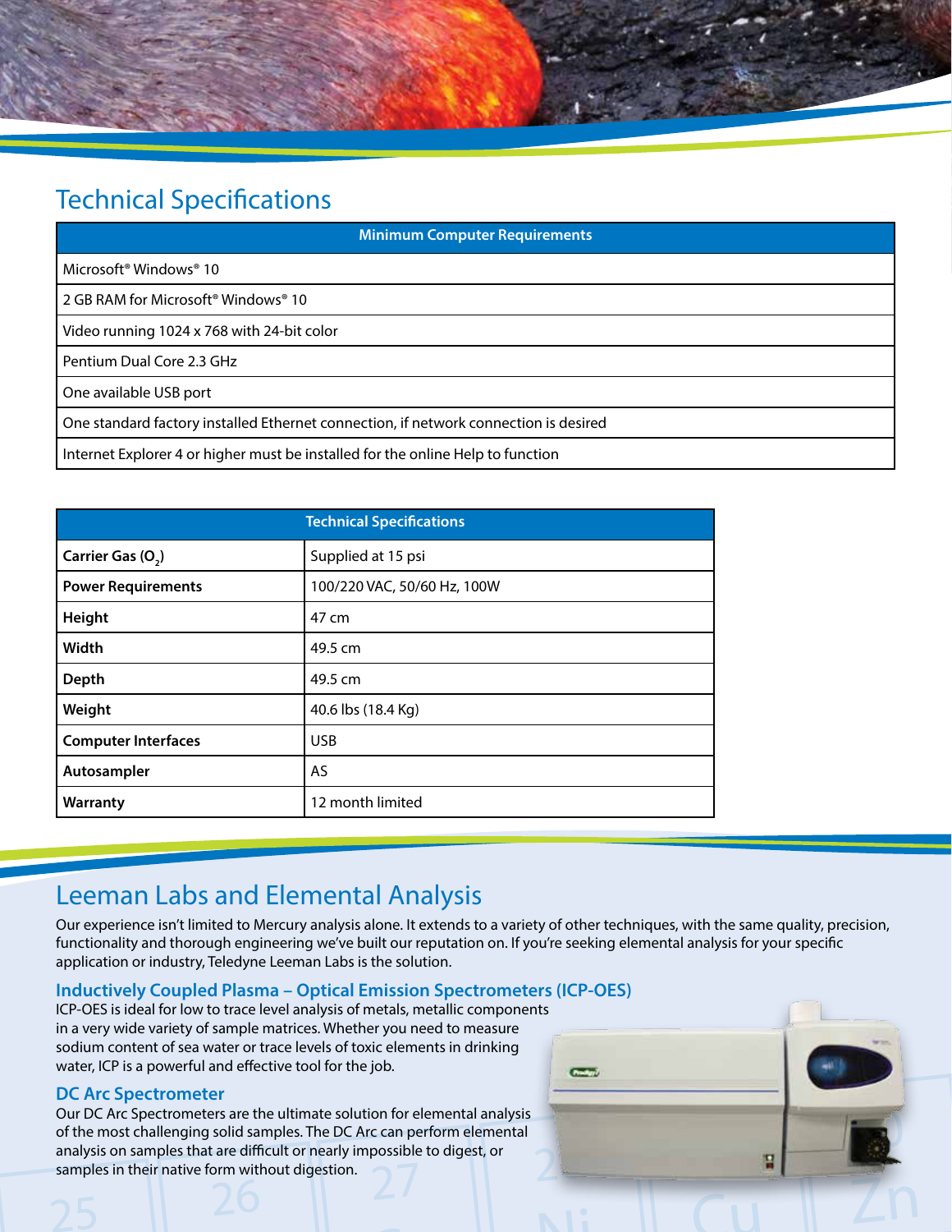## Technical Specifications

| Minimum Computer Requirements |
| --- |
| Microsoft® Windows® 10 |
| 2 GB RAM for Microsoft® Windows® 10 |
| Video running 1024 x 768 with 24-bit color |
| Pentium Dual Core 2.3 GHz |
| One available USB port |
| One standard factory installed Ethernet connection, if network connection is desired |
| Internet Explorer 4 or higher must be installed for the online Help to function |

| Technical Specifications | |
| --- | --- |
| **Carrier Gas ($O_2$)** | Supplied at 15 psi |
| **Power Requirements** | 100/220 VAC, 50/60 Hz, 100W |
| **Height** | 47 cm |
| **Width** | 49.5 cm |
| **Depth** | 49.5 cm |
| **Weight** | 40.6 lbs (18.4 Kg) |
| **Computer Interfaces** | USB |
| **Autosampler** | AS |
| **Warranty** | 12 month limited |

## Leeman Labs and Elemental Analysis

Our experience isn't limited to Mercury analysis alone. It extends to a variety of other techniques, with the same quality, precision, functionality and thorough engineering we've built our reputation on. If you're seeking elemental analysis for your specific application or industry, Teledyne Leeman Labs is the solution.

### Inductively Coupled Plasma – Optical Emission Spectrometers (ICP-OES)

ICP-OES is ideal for low to trace level analysis of metals, metallic components in a very wide variety of sample matrices. Whether you need to measure sodium content of sea water or trace levels of toxic elements in drinking water, ICP is a powerful and effective tool for the job.

### DC Arc Spectrometer

Our DC Arc Spectrometers are the ultimate solution for elemental analysis of the most challenging solid samples. The DC Arc can perform elemental analysis on samples that are difficult or nearly impossible to digest, or samples in their native form without digestion.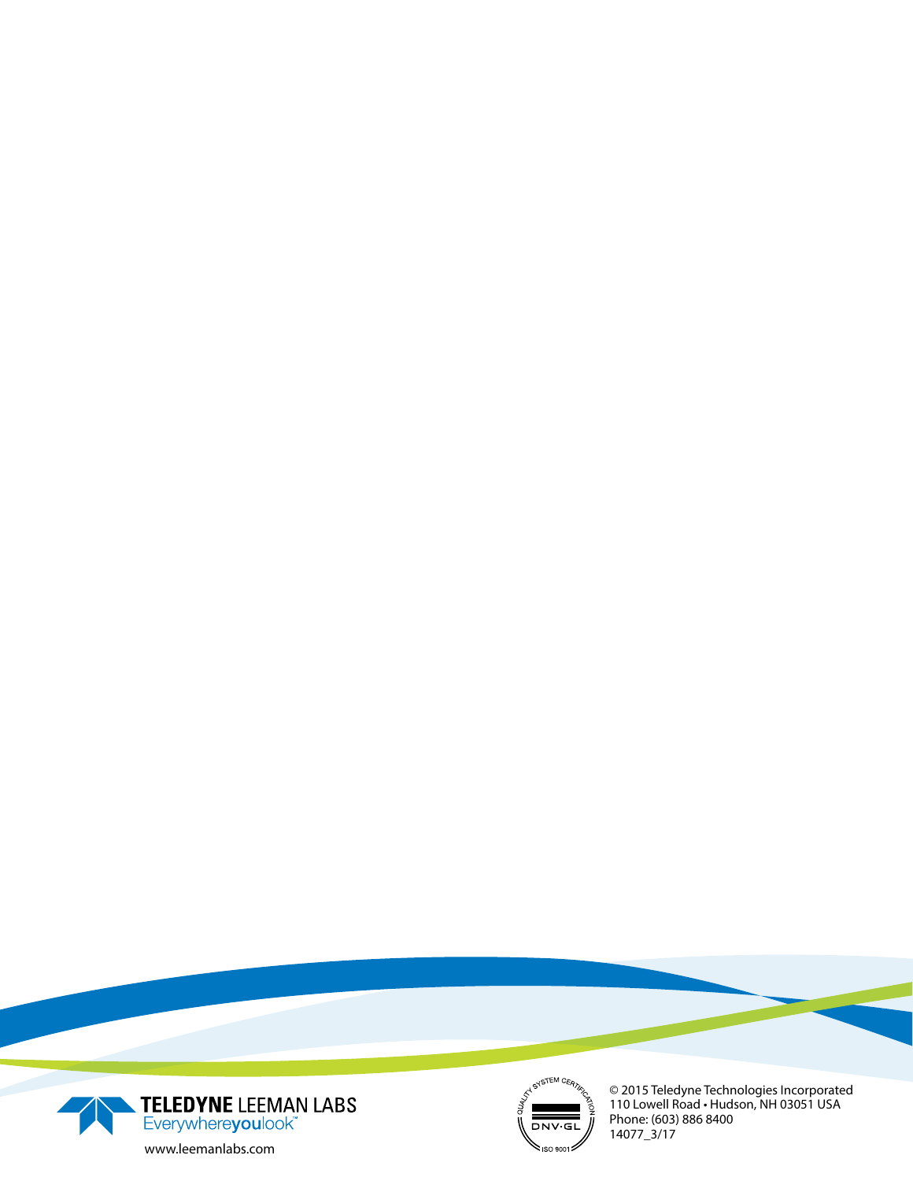**TELEDYNE** LEEMAN LABS
Everywhere**you**look™

www.leemanlabs.com

QUALITY SYSTEM CERTIFICATION
DNV·GL
ISO 9001

© 2015 Teledyne Technologies Incorporated
110 Lowell Road • Hudson, NH 03051 USA
Phone: (603) 886 8400
14077_3/17